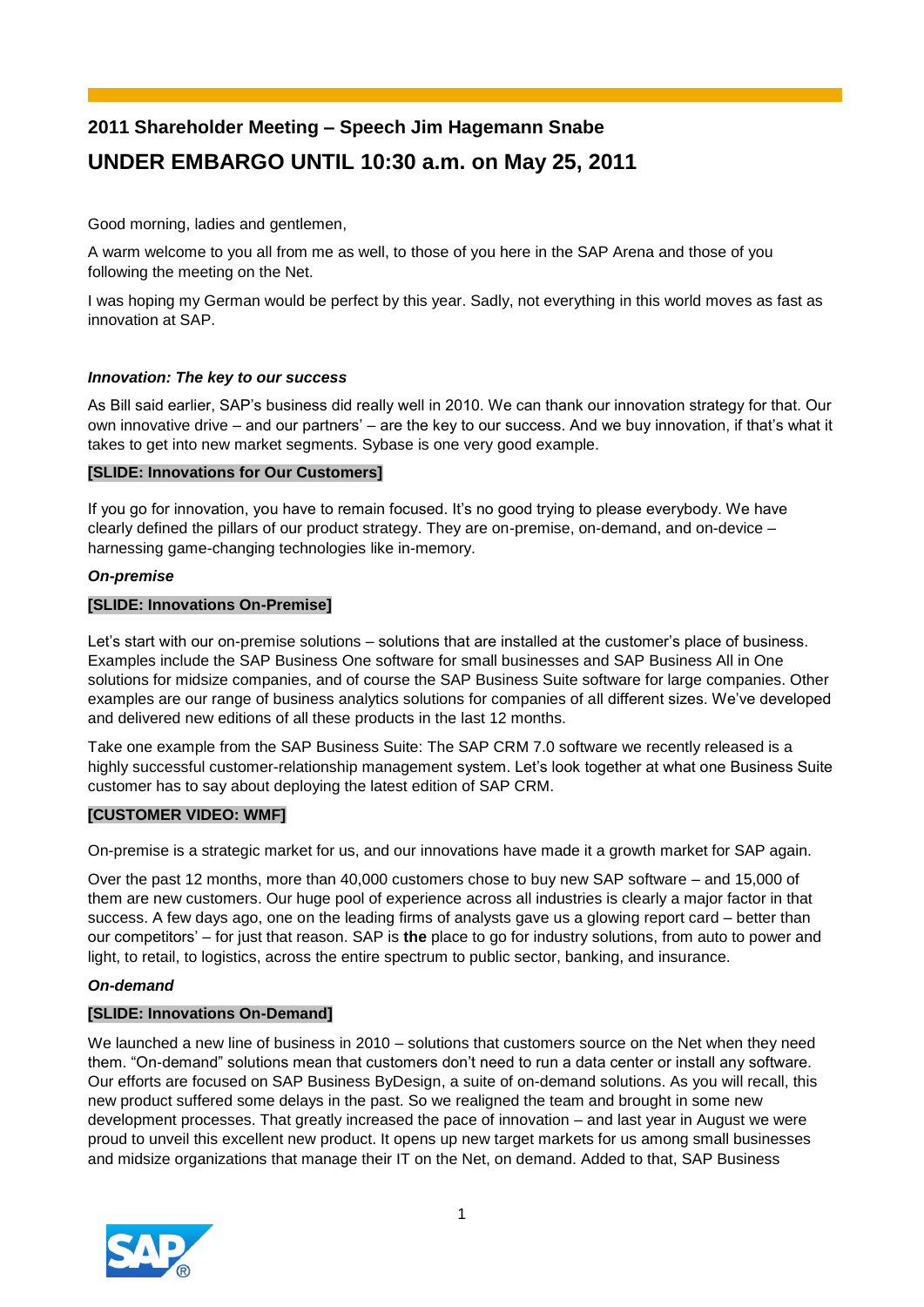## 2011 Shareholder Meeting – Speech Jim Hagemann Snabe

## UNDER EMBARGO UNTIL 10:30 a.m. on May 25, 2011

Good morning, ladies and gentlemen,

A warm welcome to you all from me as well, to those of you here in the SAP Arena and those of you following the meeting on the Net.

I was hoping my German would be perfect by this year. Sadly, not everything in this world moves as fast as innovation at SAP.

***Innovation: The key to our success***

As Bill said earlier, SAP's business did really well in 2010. We can thank our innovation strategy for that. Our own innovative drive – and our partners' – are the key to our success. And we buy innovation, if that's what it takes to get into new market segments. Sybase is one very good example.

**[SLIDE: Innovations for Our Customers]**

If you go for innovation, you have to remain focused. It's no good trying to please everybody. We have clearly defined the pillars of our product strategy. They are on-premise, on-demand, and on-device – harnessing game-changing technologies like in-memory.

***On-premise***

**[SLIDE: Innovations On-Premise]**

Let's start with our on-premise solutions – solutions that are installed at the customer's place of business. Examples include the SAP Business One software for small businesses and SAP Business All in One solutions for midsize companies, and of course the SAP Business Suite software for large companies. Other examples are our range of business analytics solutions for companies of all different sizes. We've developed and delivered new editions of all these products in the last 12 months.

Take one example from the SAP Business Suite: The SAP CRM 7.0 software we recently released is a highly successful customer-relationship management system. Let's look together at what one Business Suite customer has to say about deploying the latest edition of SAP CRM.

**[CUSTOMER VIDEO: WMF]**

On-premise is a strategic market for us, and our innovations have made it a growth market for SAP again.

Over the past 12 months, more than 40,000 customers chose to buy new SAP software – and 15,000 of them are new customers. Our huge pool of experience across all industries is clearly a major factor in that success. A few days ago, one on the leading firms of analysts gave us a glowing report card – better than our competitors' – for just that reason. SAP is **the** place to go for industry solutions, from auto to power and light, to retail, to logistics, across the entire spectrum to public sector, banking, and insurance.

***On-demand***

**[SLIDE: Innovations On-Demand]**

We launched a new line of business in 2010 – solutions that customers source on the Net when they need them. "On-demand" solutions mean that customers don't need to run a data center or install any software. Our efforts are focused on SAP Business ByDesign, a suite of on-demand solutions. As you will recall, this new product suffered some delays in the past. So we realigned the team and brought in some new development processes. That greatly increased the pace of innovation – and last year in August we were proud to unveil this excellent new product. It opens up new target markets for us among small businesses and midsize organizations that manage their IT on the Net, on demand. Added to that, SAP Business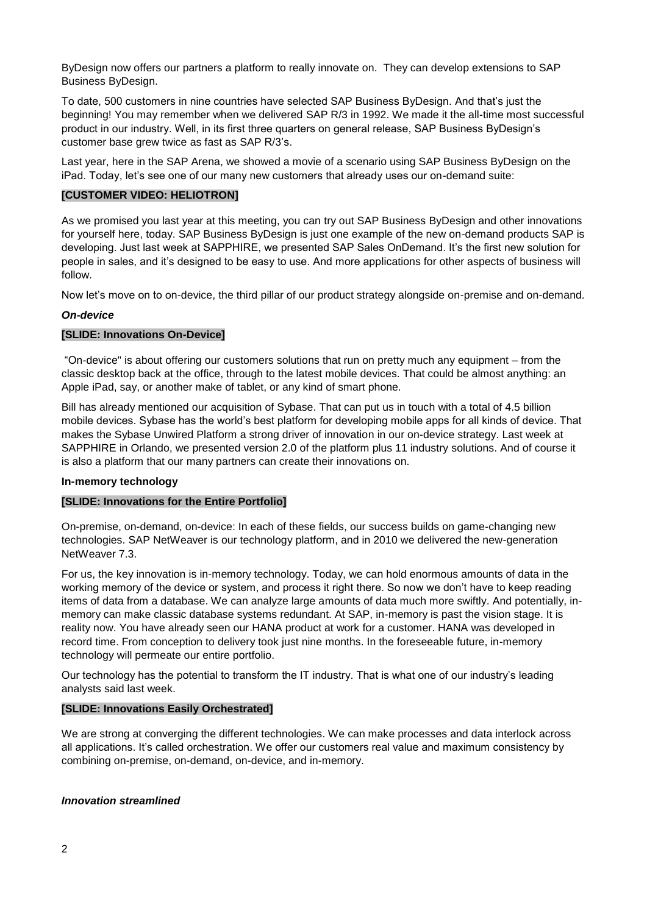ByDesign now offers our partners a platform to really innovate on. They can develop extensions to SAP Business ByDesign.

To date, 500 customers in nine countries have selected SAP Business ByDesign. And that's just the beginning! You may remember when we delivered SAP R/3 in 1992. We made it the all-time most successful product in our industry. Well, in its first three quarters on general release, SAP Business ByDesign's customer base grew twice as fast as SAP R/3's.

Last year, here in the SAP Arena, we showed a movie of a scenario using SAP Business ByDesign on the iPad. Today, let's see one of our many new customers that already uses our on-demand suite:

**[CUSTOMER VIDEO: HELIOTRON]**

As we promised you last year at this meeting, you can try out SAP Business ByDesign and other innovations for yourself here, today. SAP Business ByDesign is just one example of the new on-demand products SAP is developing. Just last week at SAPPHIRE, we presented SAP Sales OnDemand. It's the first new solution for people in sales, and it's designed to be easy to use. And more applications for other aspects of business will follow.

Now let's move on to on-device, the third pillar of our product strategy alongside on-premise and on-demand.

***On-device***

**[SLIDE: Innovations On-Device]**

"On-device" is about offering our customers solutions that run on pretty much any equipment – from the classic desktop back at the office, through to the latest mobile devices. That could be almost anything: an Apple iPad, say, or another make of tablet, or any kind of smart phone.

Bill has already mentioned our acquisition of Sybase. That can put us in touch with a total of 4.5 billion mobile devices. Sybase has the world's best platform for developing mobile apps for all kinds of device. That makes the Sybase Unwired Platform a strong driver of innovation in our on-device strategy. Last week at SAPPHIRE in Orlando, we presented version 2.0 of the platform plus 11 industry solutions. And of course it is also a platform that our many partners can create their innovations on.

**In-memory technology**

**[SLIDE: Innovations for the Entire Portfolio]**

On-premise, on-demand, on-device: In each of these fields, our success builds on game-changing new technologies. SAP NetWeaver is our technology platform, and in 2010 we delivered the new-generation NetWeaver 7.3.

For us, the key innovation is in-memory technology. Today, we can hold enormous amounts of data in the working memory of the device or system, and process it right there. So now we don't have to keep reading items of data from a database. We can analyze large amounts of data much more swiftly. And potentially, in-memory can make classic database systems redundant. At SAP, in-memory is past the vision stage. It is reality now. You have already seen our HANA product at work for a customer. HANA was developed in record time. From conception to delivery took just nine months. In the foreseeable future, in-memory technology will permeate our entire portfolio.

Our technology has the potential to transform the IT industry. That is what one of our industry's leading analysts said last week.

**[SLIDE: Innovations Easily Orchestrated]**

We are strong at converging the different technologies. We can make processes and data interlock across all applications. It's called orchestration. We offer our customers real value and maximum consistency by combining on-premise, on-demand, on-device, and in-memory.

***Innovation streamlined***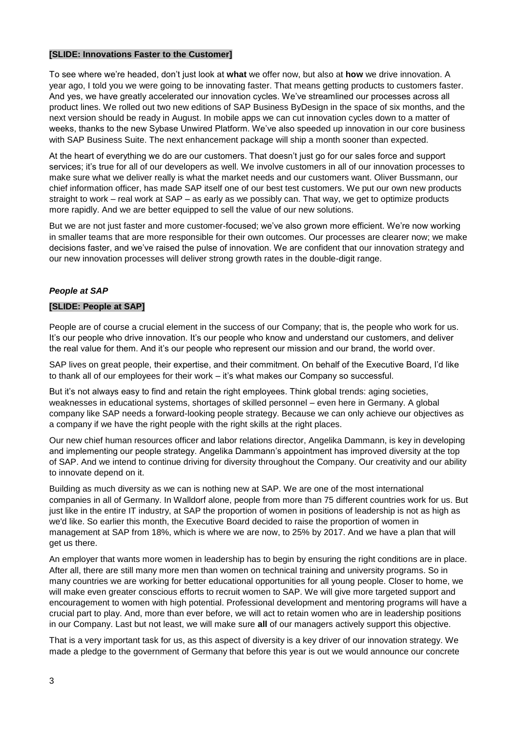**[SLIDE: Innovations Faster to the Customer]**

To see where we're headed, don't just look at **what** we offer now, but also at **how** we drive innovation. A year ago, I told you we were going to be innovating faster. That means getting products to customers faster. And yes, we have greatly accelerated our innovation cycles. We've streamlined our processes across all product lines. We rolled out two new editions of SAP Business ByDesign in the space of six months, and the next version should be ready in August. In mobile apps we can cut innovation cycles down to a matter of weeks, thanks to the new Sybase Unwired Platform. We've also speeded up innovation in our core business with SAP Business Suite. The next enhancement package will ship a month sooner than expected.

At the heart of everything we do are our customers. That doesn't just go for our sales force and support services; it's true for all of our developers as well. We involve customers in all of our innovation processes to make sure what we deliver really is what the market needs and our customers want. Oliver Bussmann, our chief information officer, has made SAP itself one of our best test customers. We put our own new products straight to work – real work at SAP – as early as we possibly can. That way, we get to optimize products more rapidly. And we are better equipped to sell the value of our new solutions.

But we are not just faster and more customer-focused; we've also grown more efficient. We're now working in smaller teams that are more responsible for their own outcomes. Our processes are clearer now; we make decisions faster, and we've raised the pulse of innovation. We are confident that our innovation strategy and our new innovation processes will deliver strong growth rates in the double-digit range.

### *People at SAP*

**[SLIDE: People at SAP]**

People are of course a crucial element in the success of our Company; that is, the people who work for us. It's our people who drive innovation. It's our people who know and understand our customers, and deliver the real value for them. And it's our people who represent our mission and our brand, the world over.

SAP lives on great people, their expertise, and their commitment. On behalf of the Executive Board, I'd like to thank all of our employees for their work – it's what makes our Company so successful.

But it's not always easy to find and retain the right employees. Think global trends: aging societies, weaknesses in educational systems, shortages of skilled personnel – even here in Germany. A global company like SAP needs a forward-looking people strategy. Because we can only achieve our objectives as a company if we have the right people with the right skills at the right places.

Our new chief human resources officer and labor relations director, Angelika Dammann, is key in developing and implementing our people strategy. Angelika Dammann's appointment has improved diversity at the top of SAP. And we intend to continue driving for diversity throughout the Company. Our creativity and our ability to innovate depend on it.

Building as much diversity as we can is nothing new at SAP. We are one of the most international companies in all of Germany. In Walldorf alone, people from more than 75 different countries work for us. But just like in the entire IT industry, at SAP the proportion of women in positions of leadership is not as high as we'd like. So earlier this month, the Executive Board decided to raise the proportion of women in management at SAP from 18%, which is where we are now, to 25% by 2017. And we have a plan that will get us there.

An employer that wants more women in leadership has to begin by ensuring the right conditions are in place. After all, there are still many more men than women on technical training and university programs. So in many countries we are working for better educational opportunities for all young people. Closer to home, we will make even greater conscious efforts to recruit women to SAP. We will give more targeted support and encouragement to women with high potential. Professional development and mentoring programs will have a crucial part to play. And, more than ever before, we will act to retain women who are in leadership positions in our Company. Last but not least, we will make sure **all** of our managers actively support this objective.

That is a very important task for us, as this aspect of diversity is a key driver of our innovation strategy. We made a pledge to the government of Germany that before this year is out we would announce our concrete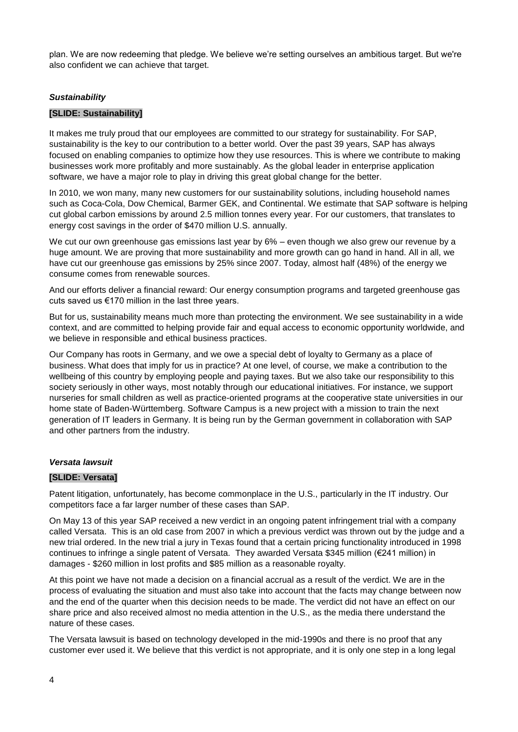plan. We are now redeeming that pledge. We believe we're setting ourselves an ambitious target. But we're also confident we can achieve that target.

### *Sustainability*

**[SLIDE: Sustainability]**

It makes me truly proud that our employees are committed to our strategy for sustainability. For SAP, sustainability is the key to our contribution to a better world. Over the past 39 years, SAP has always focused on enabling companies to optimize how they use resources. This is where we contribute to making businesses work more profitably and more sustainably. As the global leader in enterprise application software, we have a major role to play in driving this great global change for the better.

In 2010, we won many, many new customers for our sustainability solutions, including household names such as Coca-Cola, Dow Chemical, Barmer GEK, and Continental. We estimate that SAP software is helping cut global carbon emissions by around 2.5 million tonnes every year. For our customers, that translates to energy cost savings in the order of $470 million U.S. annually.

We cut our own greenhouse gas emissions last year by 6% – even though we also grew our revenue by a huge amount. We are proving that more sustainability and more growth can go hand in hand. All in all, we have cut our greenhouse gas emissions by 25% since 2007. Today, almost half (48%) of the energy we consume comes from renewable sources.

And our efforts deliver a financial reward: Our energy consumption programs and targeted greenhouse gas cuts saved us €170 million in the last three years.

But for us, sustainability means much more than protecting the environment. We see sustainability in a wide context, and are committed to helping provide fair and equal access to economic opportunity worldwide, and we believe in responsible and ethical business practices.

Our Company has roots in Germany, and we owe a special debt of loyalty to Germany as a place of business. What does that imply for us in practice? At one level, of course, we make a contribution to the wellbeing of this country by employing people and paying taxes. But we also take our responsibility to this society seriously in other ways, most notably through our educational initiatives. For instance, we support nurseries for small children as well as practice-oriented programs at the cooperative state universities in our home state of Baden-Württemberg. Software Campus is a new project with a mission to train the next generation of IT leaders in Germany. It is being run by the German government in collaboration with SAP and other partners from the industry.

### *Versata lawsuit*

**[SLIDE: Versata]**

Patent litigation, unfortunately, has become commonplace in the U.S., particularly in the IT industry. Our competitors face a far larger number of these cases than SAP.

On May 13 of this year SAP received a new verdict in an ongoing patent infringement trial with a company called Versata. This is an old case from 2007 in which a previous verdict was thrown out by the judge and a new trial ordered. In the new trial a jury in Texas found that a certain pricing functionality introduced in 1998 continues to infringe a single patent of Versata. They awarded Versata $345 million (€241 million) in damages - $260 million in lost profits and $85 million as a reasonable royalty.

At this point we have not made a decision on a financial accrual as a result of the verdict. We are in the process of evaluating the situation and must also take into account that the facts may change between now and the end of the quarter when this decision needs to be made. The verdict did not have an effect on our share price and also received almost no media attention in the U.S., as the media there understand the nature of these cases.

The Versata lawsuit is based on technology developed in the mid-1990s and there is no proof that any customer ever used it. We believe that this verdict is not appropriate, and it is only one step in a long legal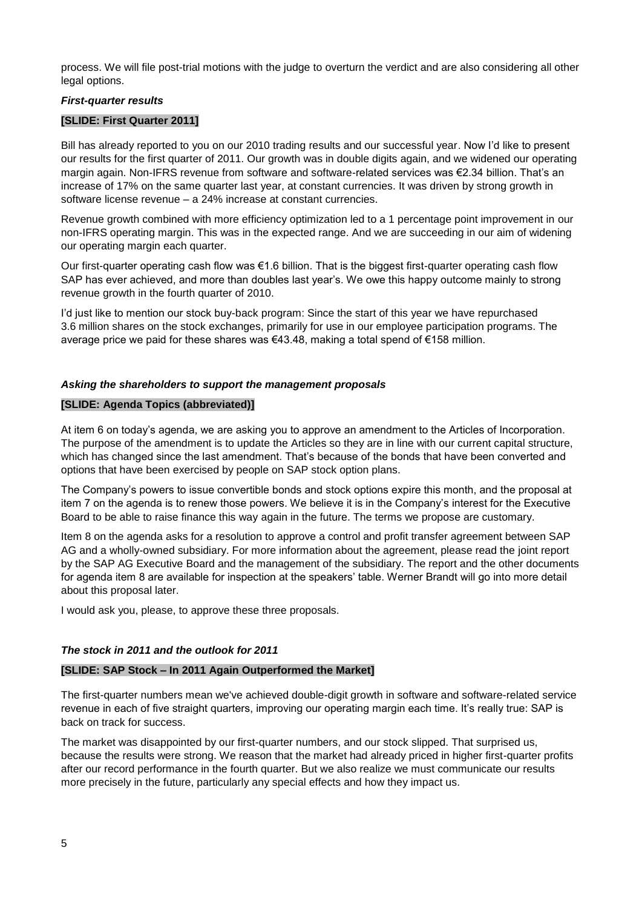process. We will file post-trial motions with the judge to overturn the verdict and are also considering all other legal options.

***First-quarter results***

**[SLIDE: First Quarter 2011]**

Bill has already reported to you on our 2010 trading results and our successful year. Now I'd like to present our results for the first quarter of 2011. Our growth was in double digits again, and we widened our operating margin again. Non-IFRS revenue from software and software-related services was €2.34 billion. That's an increase of 17% on the same quarter last year, at constant currencies. It was driven by strong growth in software license revenue – a 24% increase at constant currencies.

Revenue growth combined with more efficiency optimization led to a 1 percentage point improvement in our non-IFRS operating margin. This was in the expected range. And we are succeeding in our aim of widening our operating margin each quarter.

Our first-quarter operating cash flow was €1.6 billion. That is the biggest first-quarter operating cash flow SAP has ever achieved, and more than doubles last year's. We owe this happy outcome mainly to strong revenue growth in the fourth quarter of 2010.

I'd just like to mention our stock buy-back program: Since the start of this year we have repurchased 3.6 million shares on the stock exchanges, primarily for use in our employee participation programs. The average price we paid for these shares was €43.48, making a total spend of €158 million.

***Asking the shareholders to support the management proposals***

**[SLIDE: Agenda Topics (abbreviated)]**

At item 6 on today's agenda, we are asking you to approve an amendment to the Articles of Incorporation. The purpose of the amendment is to update the Articles so they are in line with our current capital structure, which has changed since the last amendment. That's because of the bonds that have been converted and options that have been exercised by people on SAP stock option plans.

The Company's powers to issue convertible bonds and stock options expire this month, and the proposal at item 7 on the agenda is to renew those powers. We believe it is in the Company's interest for the Executive Board to be able to raise finance this way again in the future. The terms we propose are customary.

Item 8 on the agenda asks for a resolution to approve a control and profit transfer agreement between SAP AG and a wholly-owned subsidiary. For more information about the agreement, please read the joint report by the SAP AG Executive Board and the management of the subsidiary. The report and the other documents for agenda item 8 are available for inspection at the speakers' table. Werner Brandt will go into more detail about this proposal later.

I would ask you, please, to approve these three proposals.

***The stock in 2011 and the outlook for 2011***

**[SLIDE: SAP Stock – In 2011 Again Outperformed the Market]**

The first-quarter numbers mean we've achieved double-digit growth in software and software-related service revenue in each of five straight quarters, improving our operating margin each time. It's really true: SAP is back on track for success.

The market was disappointed by our first-quarter numbers, and our stock slipped. That surprised us, because the results were strong. We reason that the market had already priced in higher first-quarter profits after our record performance in the fourth quarter. But we also realize we must communicate our results more precisely in the future, particularly any special effects and how they impact us.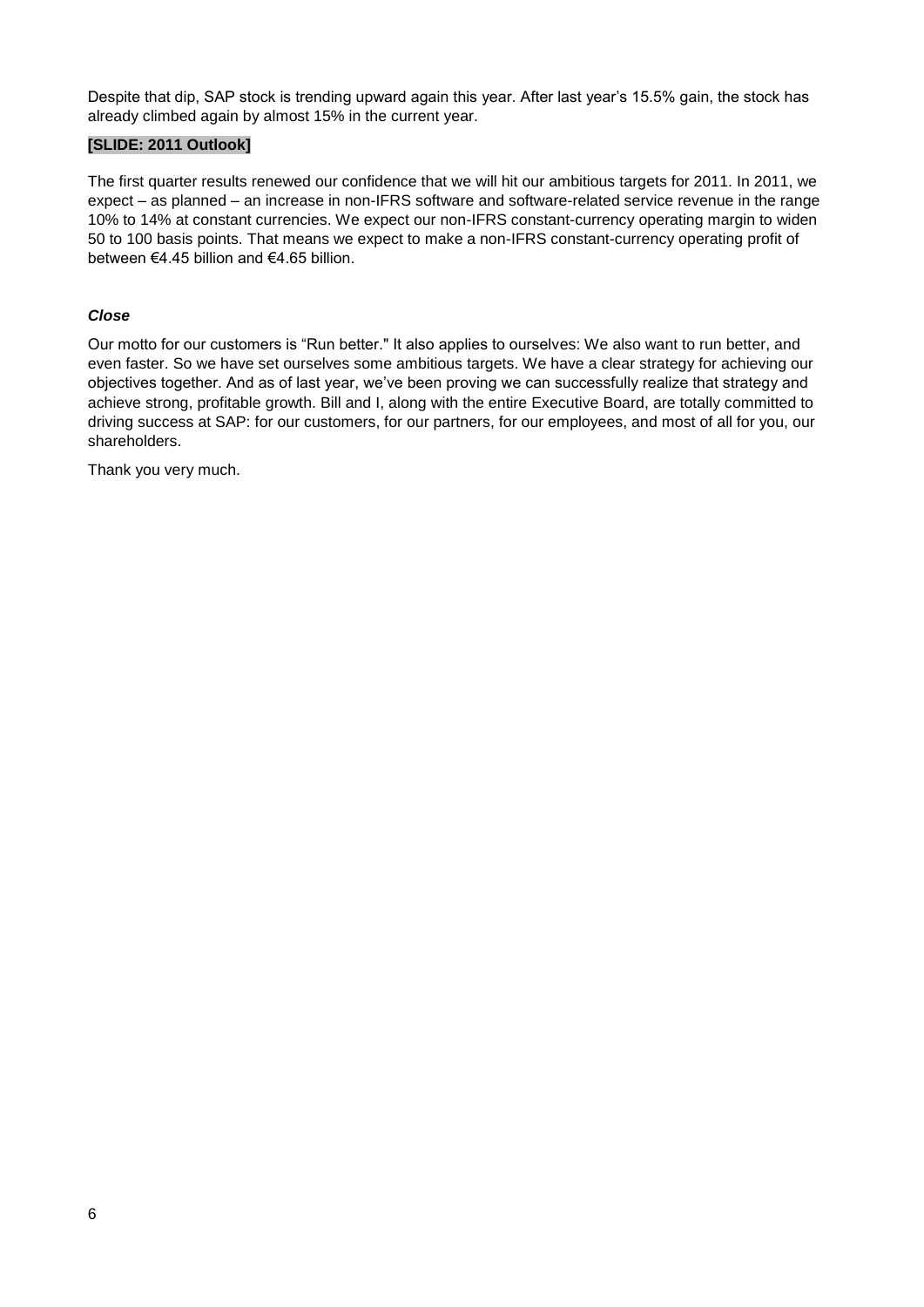Despite that dip, SAP stock is trending upward again this year. After last year's 15.5% gain, the stock has already climbed again by almost 15% in the current year.

**[SLIDE: 2011 Outlook]**

The first quarter results renewed our confidence that we will hit our ambitious targets for 2011. In 2011, we expect – as planned – an increase in non-IFRS software and software-related service revenue in the range 10% to 14% at constant currencies. We expect our non-IFRS constant-currency operating margin to widen 50 to 100 basis points. That means we expect to make a non-IFRS constant-currency operating profit of between €4.45 billion and €4.65 billion.

***Close***

Our motto for our customers is "Run better." It also applies to ourselves: We also want to run better, and even faster. So we have set ourselves some ambitious targets. We have a clear strategy for achieving our objectives together. And as of last year, we've been proving we can successfully realize that strategy and achieve strong, profitable growth. Bill and I, along with the entire Executive Board, are totally committed to driving success at SAP: for our customers, for our partners, for our employees, and most of all for you, our shareholders.

Thank you very much.